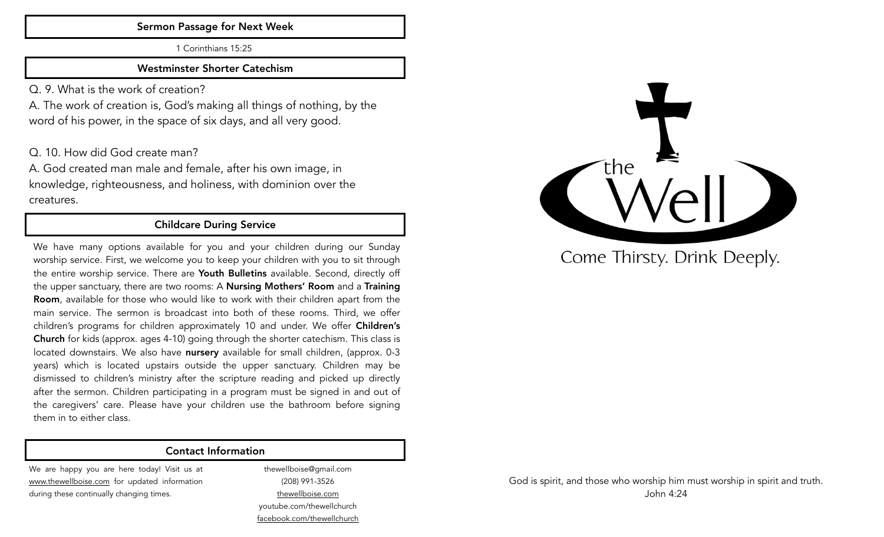## Sermon Passage for Next Week

1 Corinthians 15:25

## Westminster Shorter Catechism

Q. 9. What is the work of creation?

A. The work of creation is, God's making all things of nothing, by the word of his power, in the space of six days, and all very good.

Q. 10. How did God create man?

A. God created man male and female, after his own image, in knowledge, righteousness, and holiness, with dominion over the creatures.

## Childcare During Service

We have many options available for you and your children during our Sunday worship service. First, we welcome you to keep your children with you to sit through the entire worship service. There are **Youth Bulletins** available. Second, directly off the upper sanctuary, there are two rooms: A **Nursing Mothers' Room** and a **Training Room**, available for those who would like to work with their children apart from the main service. The sermon is broadcast into both of these rooms. Third, we offer children's programs for children approximately 10 and under. We offer **Children's Church** for kids (approx. ages 4-10) going through the shorter catechism. This class is located downstairs. We also have **nursery** available for small children, (approx. 0-3 years) which is located upstairs outside the upper sanctuary. Children may be dismissed to children's ministry after the scripture reading and picked up directly after the sermon. Children participating in a program must be signed in and out of the caregivers' care. Please have your children use the bathroom before signing them in to either class.

## Contact Information

We are happy you are here today! Visit us at www.thewellboise.com for updated information during these continually changing times.

thewellboise@gmail.com
(208) 991-3526
thewellboise.com
youtube.com/thewellchurch
facebook.com/thewellchurch

# the Well

Come Thirsty. Drink Deeply.

God is spirit, and those who worship him must worship in spirit and truth.
John 4:24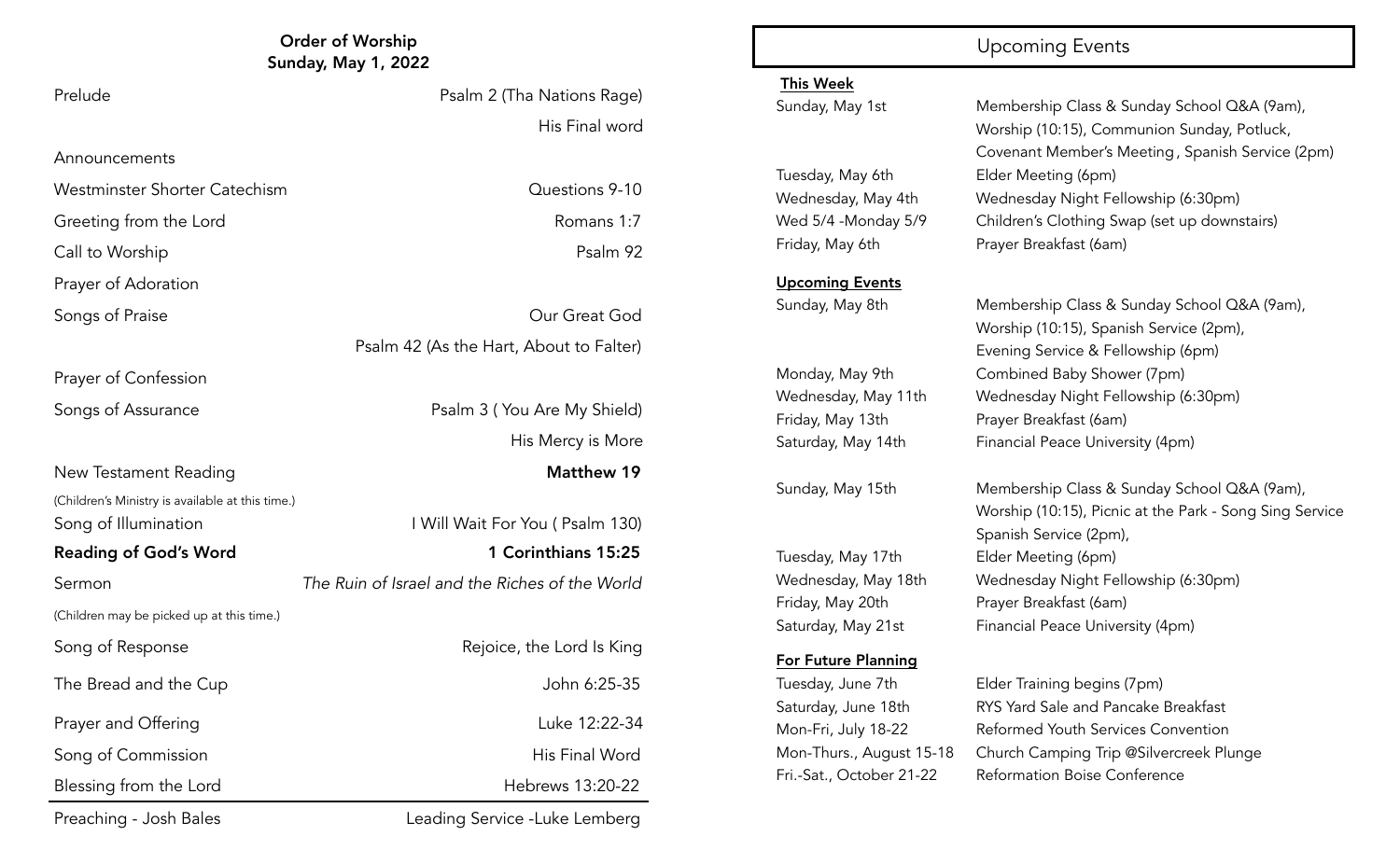## Order of Worship
### Sunday, May 1, 2022

| | |
|---|---|
| Prelude | Psalm 2 (Tha Nations Rage) |
| | His Final word |
| Announcements | |
| Westminster Shorter Catechism | Questions 9-10 |
| Greeting from the Lord | Romans 1:7 |
| Call to Worship | Psalm 92 |
| Prayer of Adoration | |
| Songs of Praise | Our Great God |
| | Psalm 42 (As the Hart, About to Falter) |
| Prayer of Confession | |
| Songs of Assurance | Psalm 3 ( You Are My Shield) |
| | His Mercy is More |
| New Testament Reading | **Matthew 19** |
| (Children's Ministry is available at this time.) | |
| Song of Illumination | I Will Wait For You ( Psalm 130) |
| **Reading of God's Word** | **1 Corinthians 15:25** |
| Sermon | *The Ruin of Israel and the Riches of the World* |
| (Children may be picked up at this time.) | |
| Song of Response | Rejoice, the Lord Is King |
| The Bread and the Cup | John 6:25-35 |
| Prayer and Offering | Luke 12:22-34 |
| Song of Commission | His Final Word |
| Blessing from the Lord | Hebrews 13:20-22 |

Preaching - Josh Bales — Leading Service -Luke Lemberg

## Upcoming Events

**This Week**

| | |
|---|---|
| Sunday, May 1st | Membership Class & Sunday School Q&A (9am), Worship (10:15), Communion Sunday, Potluck, Covenant Member's Meeting , Spanish Service (2pm) |
| Tuesday, May 6th | Elder Meeting (6pm) |
| Wednesday, May 4th | Wednesday Night Fellowship (6:30pm) |
| Wed 5/4 -Monday 5/9 | Children's Clothing Swap (set up downstairs) |
| Friday, May 6th | Prayer Breakfast (6am) |

**Upcoming Events**

| | |
|---|---|
| Sunday, May 8th | Membership Class & Sunday School Q&A (9am), Worship (10:15), Spanish Service (2pm), Evening Service & Fellowship (6pm) |
| Monday, May 9th | Combined Baby Shower (7pm) |
| Wednesday, May 11th | Wednesday Night Fellowship (6:30pm) |
| Friday, May 13th | Prayer Breakfast (6am) |
| Saturday, May 14th | Financial Peace University (4pm) |
| Sunday, May 15th | Membership Class & Sunday School Q&A (9am), Worship (10:15), Picnic at the Park - Song Sing Service Spanish Service (2pm), |
| Tuesday, May 17th | Elder Meeting (6pm) |
| Wednesday, May 18th | Wednesday Night Fellowship (6:30pm) |
| Friday, May 20th | Prayer Breakfast (6am) |
| Saturday, May 21st | Financial Peace University (4pm) |

**For Future Planning**

| | |
|---|---|
| Tuesday, June 7th | Elder Training begins (7pm) |
| Saturday, June 18th | RYS Yard Sale and Pancake Breakfast |
| Mon-Fri, July 18-22 | Reformed Youth Services Convention |
| Mon-Thurs., August 15-18 | Church Camping Trip @Silvercreek Plunge |
| Fri.-Sat., October 21-22 | Reformation Boise Conference |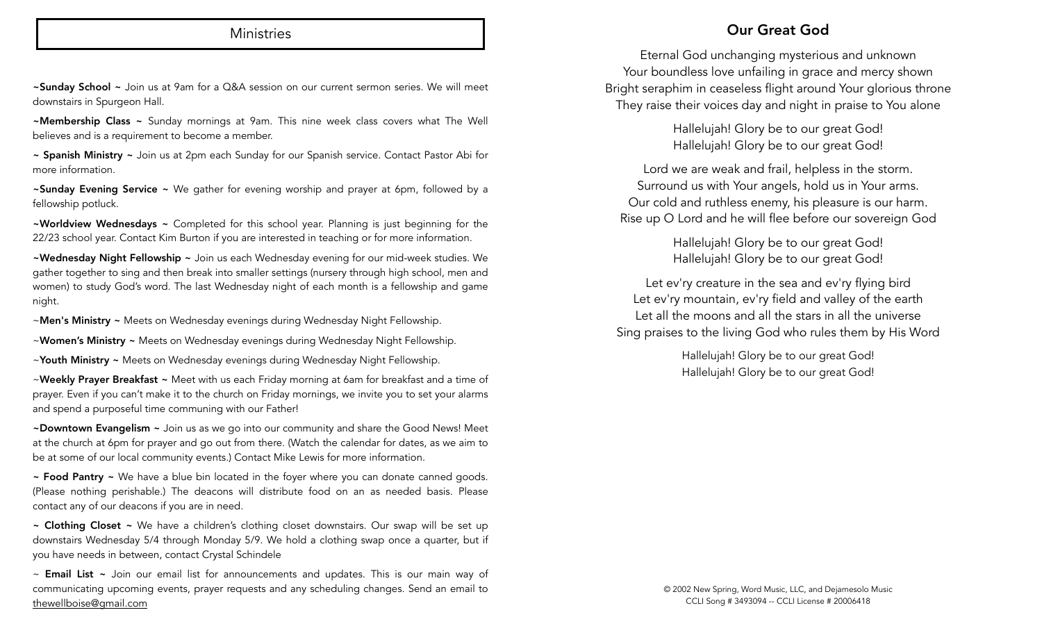## Ministries

**~Sunday School ~** Join us at 9am for a Q&A session on our current sermon series. We will meet downstairs in Spurgeon Hall.

**~Membership Class ~** Sunday mornings at 9am. This nine week class covers what The Well believes and is a requirement to become a member.

**~ Spanish Ministry ~** Join us at 2pm each Sunday for our Spanish service. Contact Pastor Abi for more information.

**~Sunday Evening Service ~** We gather for evening worship and prayer at 6pm, followed by a fellowship potluck.

**~Worldview Wednesdays ~** Completed for this school year. Planning is just beginning for the 22/23 school year. Contact Kim Burton if you are interested in teaching or for more information.

**~Wednesday Night Fellowship ~** Join us each Wednesday evening for our mid-week studies. We gather together to sing and then break into smaller settings (nursery through high school, men and women) to study God's word. The last Wednesday night of each month is a fellowship and game night.

~**Men's Ministry ~** Meets on Wednesday evenings during Wednesday Night Fellowship.

~**Women's Ministry ~** Meets on Wednesday evenings during Wednesday Night Fellowship.

~**Youth Ministry ~** Meets on Wednesday evenings during Wednesday Night Fellowship.

~**Weekly Prayer Breakfast ~** Meet with us each Friday morning at 6am for breakfast and a time of prayer. Even if you can't make it to the church on Friday mornings, we invite you to set your alarms and spend a purposeful time communing with our Father!

**~Downtown Evangelism ~** Join us as we go into our community and share the Good News! Meet at the church at 6pm for prayer and go out from there. (Watch the calendar for dates, as we aim to be at some of our local community events.) Contact Mike Lewis for more information.

**~ Food Pantry ~** We have a blue bin located in the foyer where you can donate canned goods. (Please nothing perishable.) The deacons will distribute food on an as needed basis. Please contact any of our deacons if you are in need.

**~ Clothing Closet ~** We have a children's clothing closet downstairs. Our swap will be set up downstairs Wednesday 5/4 through Monday 5/9. We hold a clothing swap once a quarter, but if you have needs in between, contact Crystal Schindele

~ **Email List ~** Join our email list for announcements and updates. This is our main way of communicating upcoming events, prayer requests and any scheduling changes. Send an email to thewellboise@gmail.com

## Our Great God

Eternal God unchanging mysterious and unknown
Your boundless love unfailing in grace and mercy shown
Bright seraphim in ceaseless flight around Your glorious throne
They raise their voices day and night in praise to You alone

Hallelujah! Glory be to our great God!
Hallelujah! Glory be to our great God!

Lord we are weak and frail, helpless in the storm.
Surround us with Your angels, hold us in Your arms.
Our cold and ruthless enemy, his pleasure is our harm.
Rise up O Lord and he will flee before our sovereign God

Hallelujah! Glory be to our great God!
Hallelujah! Glory be to our great God!

Let ev'ry creature in the sea and ev'ry flying bird
Let ev'ry mountain, ev'ry field and valley of the earth
Let all the moons and all the stars in all the universe
Sing praises to the living God who rules them by His Word

Hallelujah! Glory be to our great God!
Hallelujah! Glory be to our great God!

© 2002 New Spring, Word Music, LLC, and Dejamesolo Music
CCLI Song # 3493094 -- CCLI License # 20006418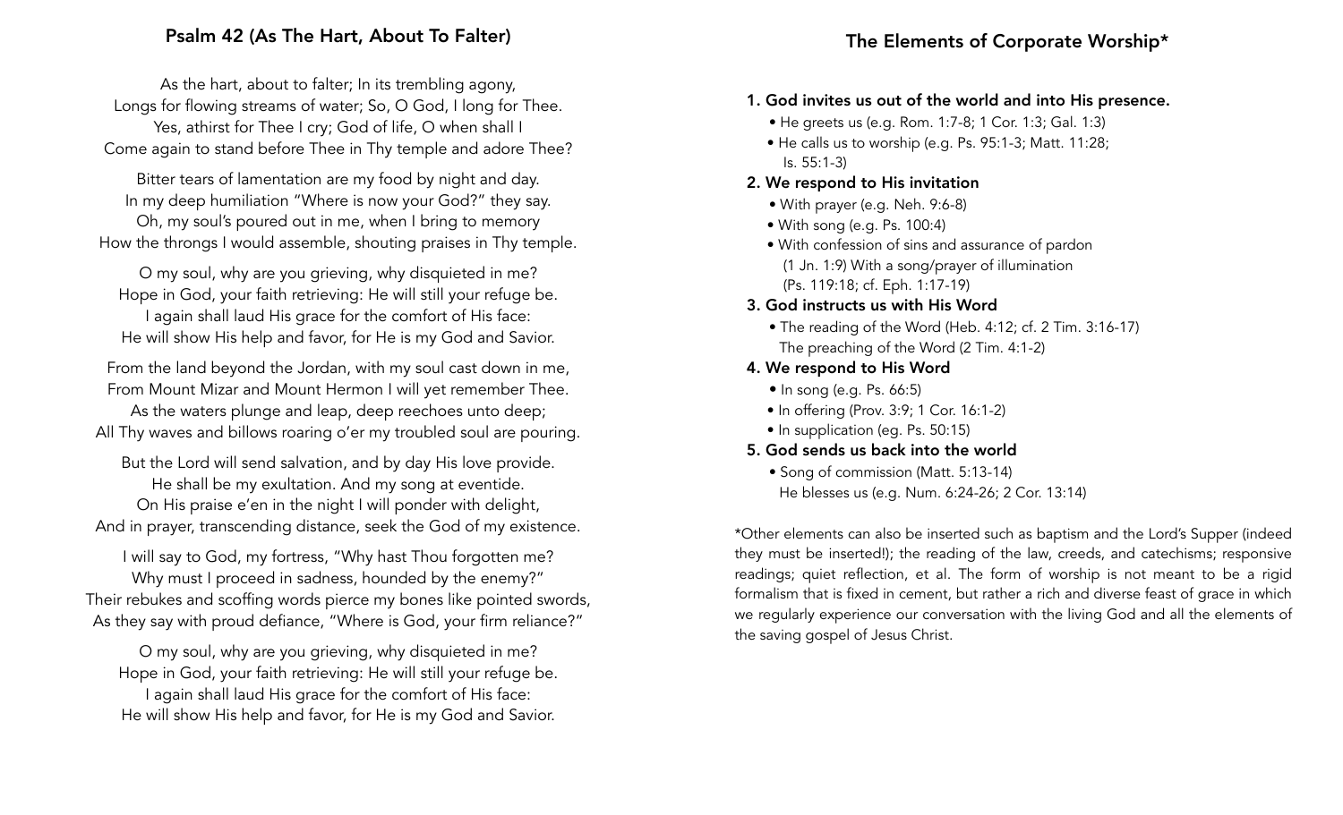## Psalm 42 (As The Hart, About To Falter)

As the hart, about to falter; In its trembling agony,
Longs for flowing streams of water; So, O God, I long for Thee.
Yes, athirst for Thee I cry; God of life, O when shall I
Come again to stand before Thee in Thy temple and adore Thee?

Bitter tears of lamentation are my food by night and day.
In my deep humiliation "Where is now your God?" they say.
Oh, my soul's poured out in me, when I bring to memory
How the throngs I would assemble, shouting praises in Thy temple.

O my soul, why are you grieving, why disquieted in me?
Hope in God, your faith retrieving: He will still your refuge be.
I again shall laud His grace for the comfort of His face:
He will show His help and favor, for He is my God and Savior.

From the land beyond the Jordan, with my soul cast down in me,
From Mount Mizar and Mount Hermon I will yet remember Thee.
As the waters plunge and leap, deep reechoes unto deep;
All Thy waves and billows roaring o'er my troubled soul are pouring.

But the Lord will send salvation, and by day His love provide.
He shall be my exultation. And my song at eventide.
On His praise e'en in the night I will ponder with delight,
And in prayer, transcending distance, seek the God of my existence.

I will say to God, my fortress, "Why hast Thou forgotten me?
Why must I proceed in sadness, hounded by the enemy?"
Their rebukes and scoffing words pierce my bones like pointed swords,
As they say with proud defiance, "Where is God, your firm reliance?"

O my soul, why are you grieving, why disquieted in me?
Hope in God, your faith retrieving: He will still your refuge be.
I again shall laud His grace for the comfort of His face:
He will show His help and favor, for He is my God and Savior.

## The Elements of Corporate Worship*

1. **God invites us out of the world and into His presence.**
   - He greets us (e.g. Rom. 1:7-8; 1 Cor. 1:3; Gal. 1:3)
   - He calls us to worship (e.g. Ps. 95:1-3; Matt. 11:28; Is. 55:1-3)
2. **We respond to His invitation**
   - With prayer (e.g. Neh. 9:6-8)
   - With song (e.g. Ps. 100:4)
   - With confession of sins and assurance of pardon (1 Jn. 1:9) With a song/prayer of illumination (Ps. 119:18; cf. Eph. 1:17-19)
3. **God instructs us with His Word**
   - The reading of the Word (Heb. 4:12; cf. 2 Tim. 3:16-17) The preaching of the Word (2 Tim. 4:1-2)
4. **We respond to His Word**
   - In song (e.g. Ps. 66:5)
   - In offering (Prov. 3:9; 1 Cor. 16:1-2)
   - In supplication (eg. Ps. 50:15)
5. **God sends us back into the world**
   - Song of commission (Matt. 5:13-14) He blesses us (e.g. Num. 6:24-26; 2 Cor. 13:14)

*Other elements can also be inserted such as baptism and the Lord's Supper (indeed they must be inserted!); the reading of the law, creeds, and catechisms; responsive readings; quiet reflection, et al. The form of worship is not meant to be a rigid formalism that is fixed in cement, but rather a rich and diverse feast of grace in which we regularly experience our conversation with the living God and all the elements of the saving gospel of Jesus Christ.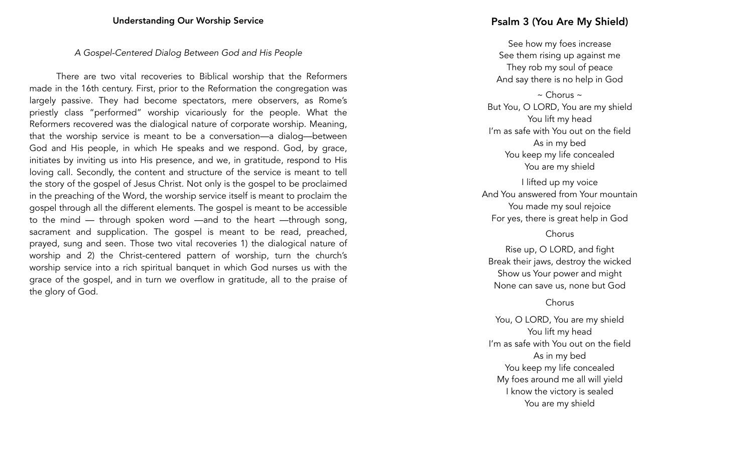## Understanding Our Worship Service

*A Gospel-Centered Dialog Between God and His People*

There are two vital recoveries to Biblical worship that the Reformers made in the 16th century. First, prior to the Reformation the congregation was largely passive. They had become spectators, mere observers, as Rome's priestly class "performed" worship vicariously for the people. What the Reformers recovered was the dialogical nature of corporate worship. Meaning, that the worship service is meant to be a conversation—a dialog—between God and His people, in which He speaks and we respond. God, by grace, initiates by inviting us into His presence, and we, in gratitude, respond to His loving call. Secondly, the content and structure of the service is meant to tell the story of the gospel of Jesus Christ. Not only is the gospel to be proclaimed in the preaching of the Word, the worship service itself is meant to proclaim the gospel through all the different elements. The gospel is meant to be accessible to the mind — through spoken word —and to the heart —through song, sacrament and supplication. The gospel is meant to be read, preached, prayed, sung and seen. Those two vital recoveries 1) the dialogical nature of worship and 2) the Christ-centered pattern of worship, turn the church's worship service into a rich spiritual banquet in which God nurses us with the grace of the gospel, and in turn we overflow in gratitude, all to the praise of the glory of God.

## Psalm 3 (You Are My Shield)

See how my foes increase
See them rising up against me
They rob my soul of peace
And say there is no help in God

~ Chorus ~
But You, O LORD, You are my shield
You lift my head
I'm as safe with You out on the field
As in my bed
You keep my life concealed
You are my shield

I lifted up my voice
And You answered from Your mountain
You made my soul rejoice
For yes, there is great help in God

Chorus

Rise up, O LORD, and fight
Break their jaws, destroy the wicked
Show us Your power and might
None can save us, none but God

Chorus

You, O LORD, You are my shield
You lift my head
I'm as safe with You out on the field
As in my bed
You keep my life concealed
My foes around me all will yield
I know the victory is sealed
You are my shield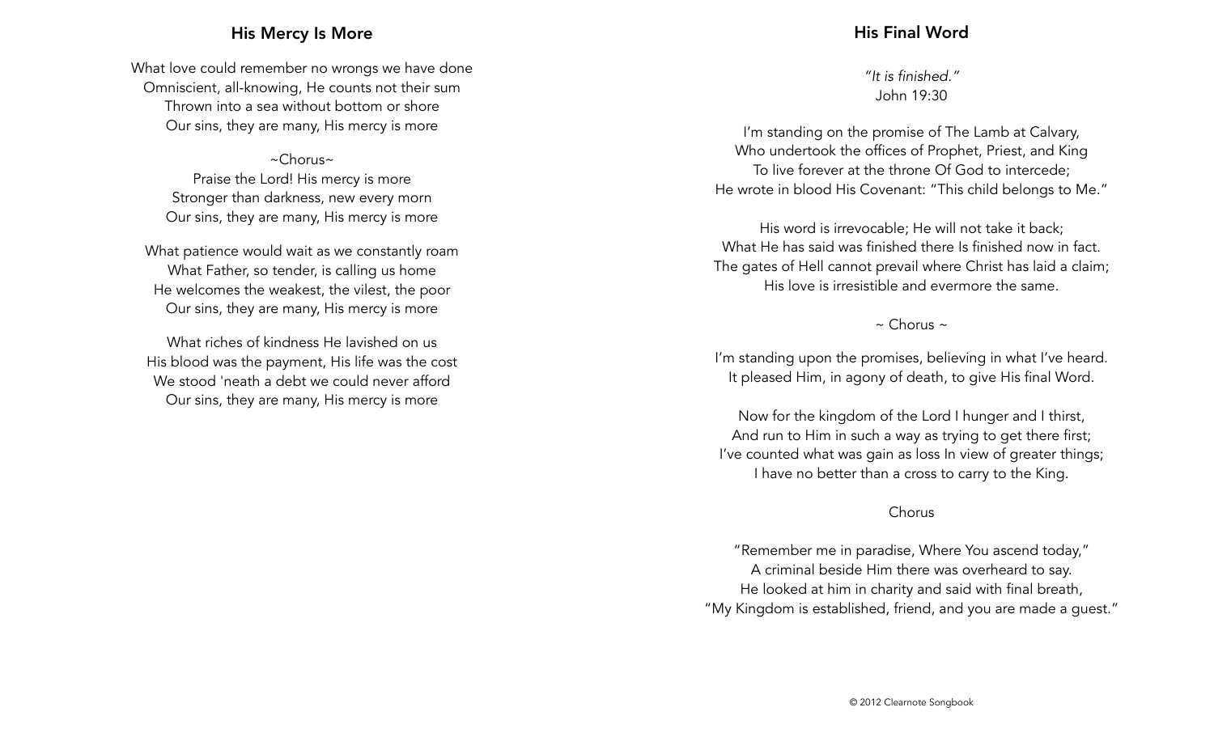## His Mercy Is More

What love could remember no wrongs we have done
Omniscient, all-knowing, He counts not their sum
Thrown into a sea without bottom or shore
Our sins, they are many, His mercy is more

~Chorus~
Praise the Lord! His mercy is more
Stronger than darkness, new every morn
Our sins, they are many, His mercy is more

What patience would wait as we constantly roam
What Father, so tender, is calling us home
He welcomes the weakest, the vilest, the poor
Our sins, they are many, His mercy is more

What riches of kindness He lavished on us
His blood was the payment, His life was the cost
We stood 'neath a debt we could never afford
Our sins, they are many, His mercy is more

## His Final Word

*"It is finished."*
John 19:30

I'm standing on the promise of The Lamb at Calvary,
Who undertook the offices of Prophet, Priest, and King
To live forever at the throne Of God to intercede;
He wrote in blood His Covenant: "This child belongs to Me."

His word is irrevocable; He will not take it back;
What He has said was finished there Is finished now in fact.
The gates of Hell cannot prevail where Christ has laid a claim;
His love is irresistible and evermore the same.

~ Chorus ~

I'm standing upon the promises, believing in what I've heard.
It pleased Him, in agony of death, to give His final Word.

Now for the kingdom of the Lord I hunger and I thirst,
And run to Him in such a way as trying to get there first;
I've counted what was gain as loss In view of greater things;
I have no better than a cross to carry to the King.

Chorus

"Remember me in paradise, Where You ascend today,"
A criminal beside Him there was overheard to say.
He looked at him in charity and said with final breath,
"My Kingdom is established, friend, and you are made a guest."

© 2012 Clearnote Songbook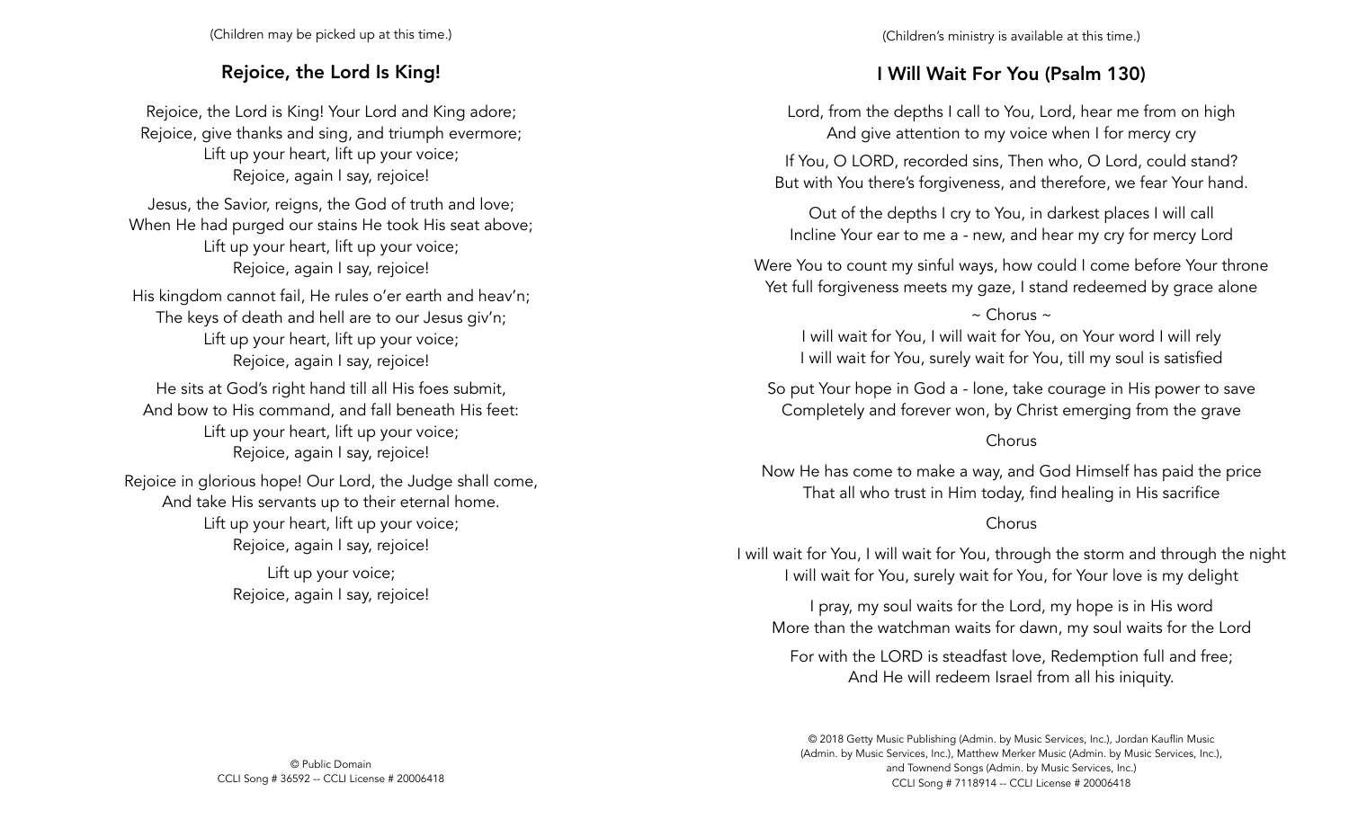(Children may be picked up at this time.)

## Rejoice, the Lord Is King!

Rejoice, the Lord is King! Your Lord and King adore;
Rejoice, give thanks and sing, and triumph evermore;
Lift up your heart, lift up your voice;
Rejoice, again I say, rejoice!

Jesus, the Savior, reigns, the God of truth and love;
When He had purged our stains He took His seat above;
Lift up your heart, lift up your voice;
Rejoice, again I say, rejoice!

His kingdom cannot fail, He rules o'er earth and heav'n;
The keys of death and hell are to our Jesus giv'n;
Lift up your heart, lift up your voice;
Rejoice, again I say, rejoice!

He sits at God's right hand till all His foes submit,
And bow to His command, and fall beneath His feet:
Lift up your heart, lift up your voice;
Rejoice, again I say, rejoice!

Rejoice in glorious hope! Our Lord, the Judge shall come,
And take His servants up to their eternal home.
Lift up your heart, lift up your voice;
Rejoice, again I say, rejoice!

Lift up your voice;
Rejoice, again I say, rejoice!

© Public Domain
CCLI Song # 36592 -- CCLI License # 20006418

(Children's ministry is available at this time.)

## I Will Wait For You (Psalm 130)

Lord, from the depths I call to You, Lord, hear me from on high
And give attention to my voice when I for mercy cry

If You, O LORD, recorded sins, Then who, O Lord, could stand?
But with You there's forgiveness, and therefore, we fear Your hand.

Out of the depths I cry to You, in darkest places I will call
Incline Your ear to me a - new, and hear my cry for mercy Lord

Were You to count my sinful ways, how could I come before Your throne
Yet full forgiveness meets my gaze, I stand redeemed by grace alone

~ Chorus ~
I will wait for You, I will wait for You, on Your word I will rely
I will wait for You, surely wait for You, till my soul is satisfied

So put Your hope in God a - lone, take courage in His power to save
Completely and forever won, by Christ emerging from the grave

Chorus

Now He has come to make a way, and God Himself has paid the price
That all who trust in Him today, find healing in His sacrifice

Chorus

I will wait for You, I will wait for You, through the storm and through the night
I will wait for You, surely wait for You, for Your love is my delight

I pray, my soul waits for the Lord, my hope is in His word
More than the watchman waits for dawn, my soul waits for the Lord

For with the LORD is steadfast love, Redemption full and free;
And He will redeem Israel from all his iniquity.

© 2018 Getty Music Publishing (Admin. by Music Services, Inc.), Jordan Kauflin Music (Admin. by Music Services, Inc.), Matthew Merker Music (Admin. by Music Services, Inc.), and Townend Songs (Admin. by Music Services, Inc.)
CCLI Song # 7118914 -- CCLI License # 20006418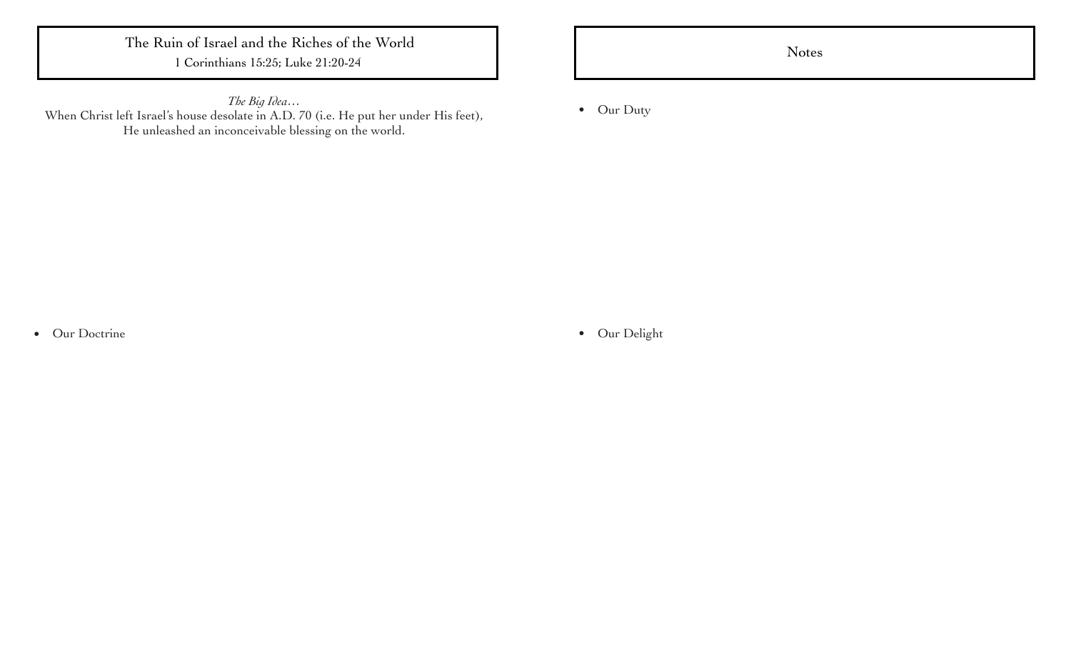# The Ruin of Israel and the Riches of the World

1 Corinthians 15:25; Luke 21:20-24

*The Big Idea…*

When Christ left Israel's house desolate in A.D. 70 (i.e. He put her under His feet), He unleashed an inconceivable blessing on the world.

- Our Doctrine

## Notes

- Our Duty

- Our Delight